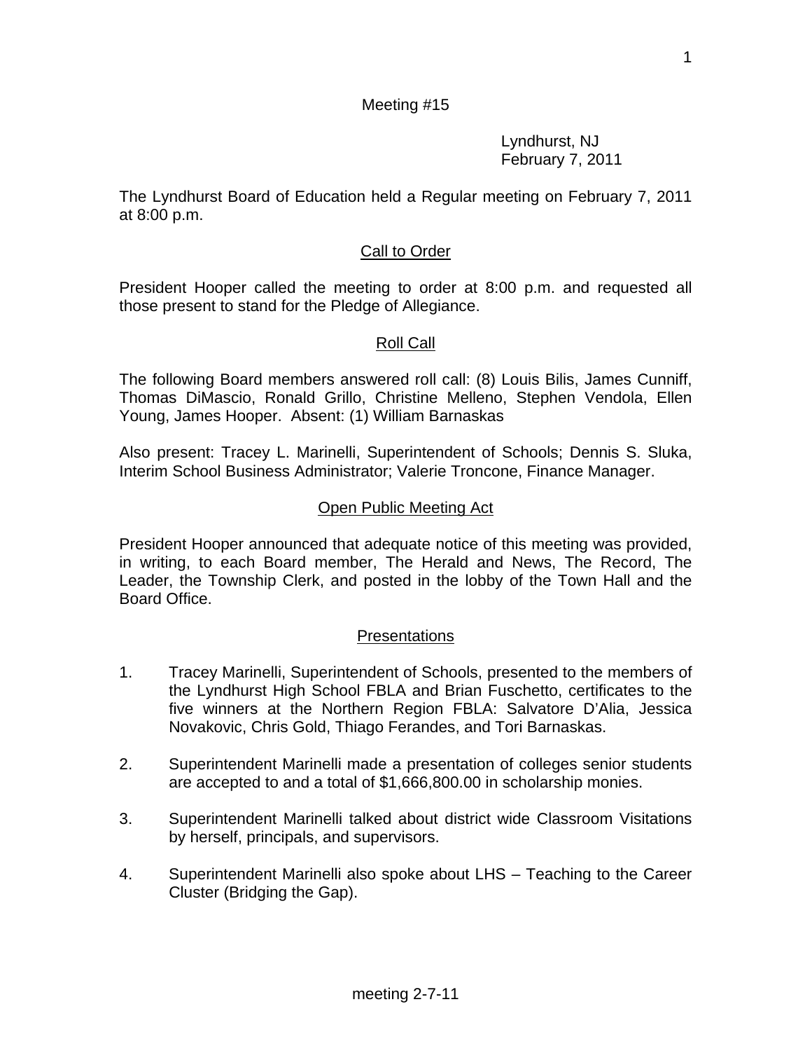Meeting #15

Lyndhurst, NJ
February 7, 2011

The Lyndhurst Board of Education held a Regular meeting on February 7, 2011 at 8:00 p.m.

## Call to Order

President Hooper called the meeting to order at 8:00 p.m. and requested all those present to stand for the Pledge of Allegiance.

## Roll Call

The following Board members answered roll call: (8) Louis Bilis, James Cunniff, Thomas DiMascio, Ronald Grillo, Christine Melleno, Stephen Vendola, Ellen Young, James Hooper. Absent: (1) William Barnaskas

Also present: Tracey L. Marinelli, Superintendent of Schools; Dennis S. Sluka, Interim School Business Administrator; Valerie Troncone, Finance Manager.

## Open Public Meeting Act

President Hooper announced that adequate notice of this meeting was provided, in writing, to each Board member, The Herald and News, The Record, The Leader, the Township Clerk, and posted in the lobby of the Town Hall and the Board Office.

## Presentations

1. Tracey Marinelli, Superintendent of Schools, presented to the members of the Lyndhurst High School FBLA and Brian Fuschetto, certificates to the five winners at the Northern Region FBLA: Salvatore D'Alia, Jessica Novakovic, Chris Gold, Thiago Ferandes, and Tori Barnaskas.

2. Superintendent Marinelli made a presentation of colleges senior students are accepted to and a total of $1,666,800.00 in scholarship monies.

3. Superintendent Marinelli talked about district wide Classroom Visitations by herself, principals, and supervisors.

4. Superintendent Marinelli also spoke about LHS – Teaching to the Career Cluster (Bridging the Gap).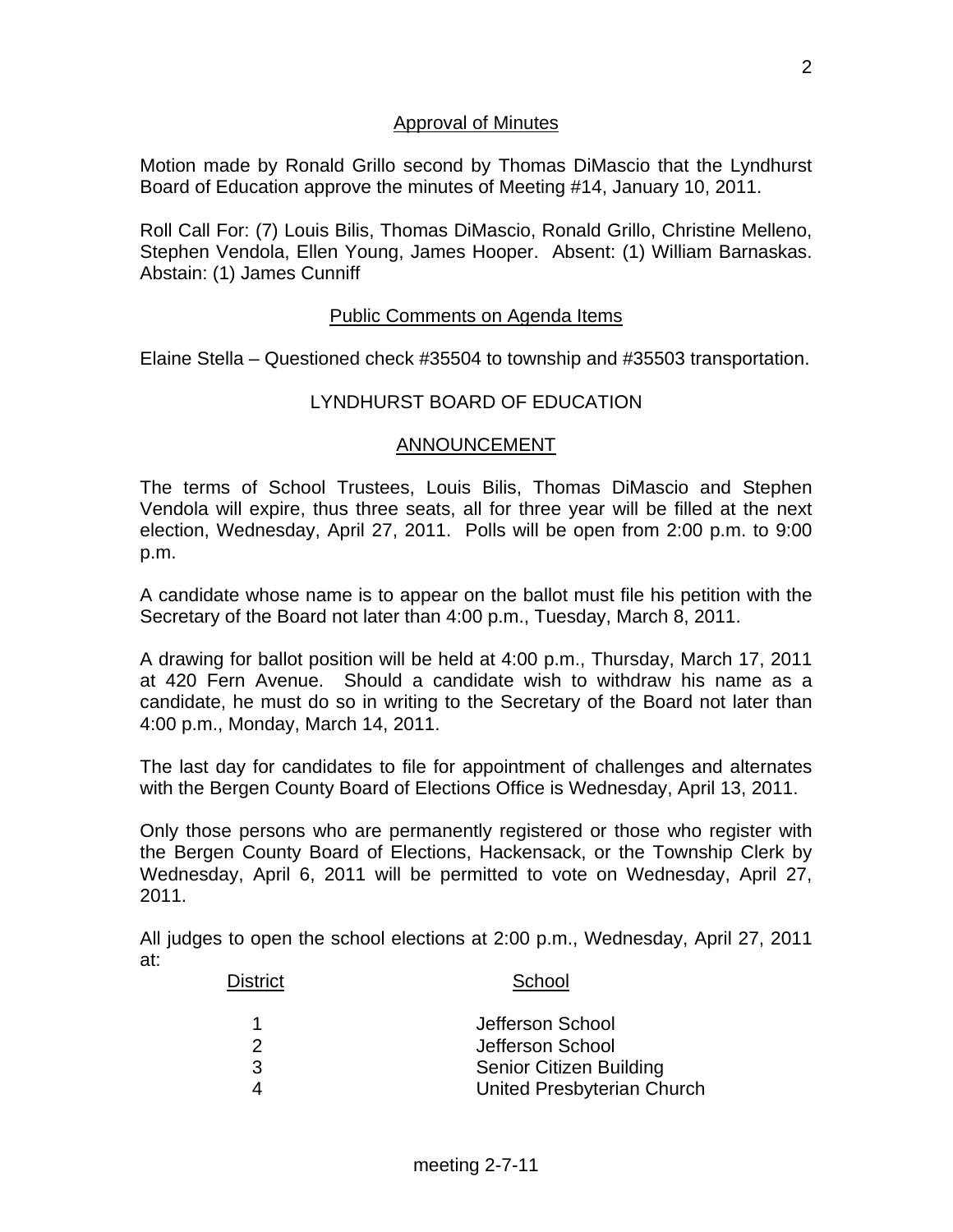## Approval of Minutes

Motion made by Ronald Grillo second by Thomas DiMascio that the Lyndhurst Board of Education approve the minutes of Meeting #14, January 10, 2011.

Roll Call For: (7) Louis Bilis, Thomas DiMascio, Ronald Grillo, Christine Melleno, Stephen Vendola, Ellen Young, James Hooper. Absent: (1) William Barnaskas. Abstain: (1) James Cunniff

## Public Comments on Agenda Items

Elaine Stella – Questioned check #35504 to township and #35503 transportation.

## LYNDHURST BOARD OF EDUCATION

## ANNOUNCEMENT

The terms of School Trustees, Louis Bilis, Thomas DiMascio and Stephen Vendola will expire, thus three seats, all for three year will be filled at the next election, Wednesday, April 27, 2011. Polls will be open from 2:00 p.m. to 9:00 p.m.

A candidate whose name is to appear on the ballot must file his petition with the Secretary of the Board not later than 4:00 p.m., Tuesday, March 8, 2011.

A drawing for ballot position will be held at 4:00 p.m., Thursday, March 17, 2011 at 420 Fern Avenue. Should a candidate wish to withdraw his name as a candidate, he must do so in writing to the Secretary of the Board not later than 4:00 p.m., Monday, March 14, 2011.

The last day for candidates to file for appointment of challenges and alternates with the Bergen County Board of Elections Office is Wednesday, April 13, 2011.

Only those persons who are permanently registered or those who register with the Bergen County Board of Elections, Hackensack, or the Township Clerk by Wednesday, April 6, 2011 will be permitted to vote on Wednesday, April 27, 2011.

All judges to open the school elections at 2:00 p.m., Wednesday, April 27, 2011 at:

| District | School |
|---|---|
| 1 | Jefferson School |
| 2 | Jefferson School |
| 3 | Senior Citizen Building |
| 4 | United Presbyterian Church |

meeting 2-7-11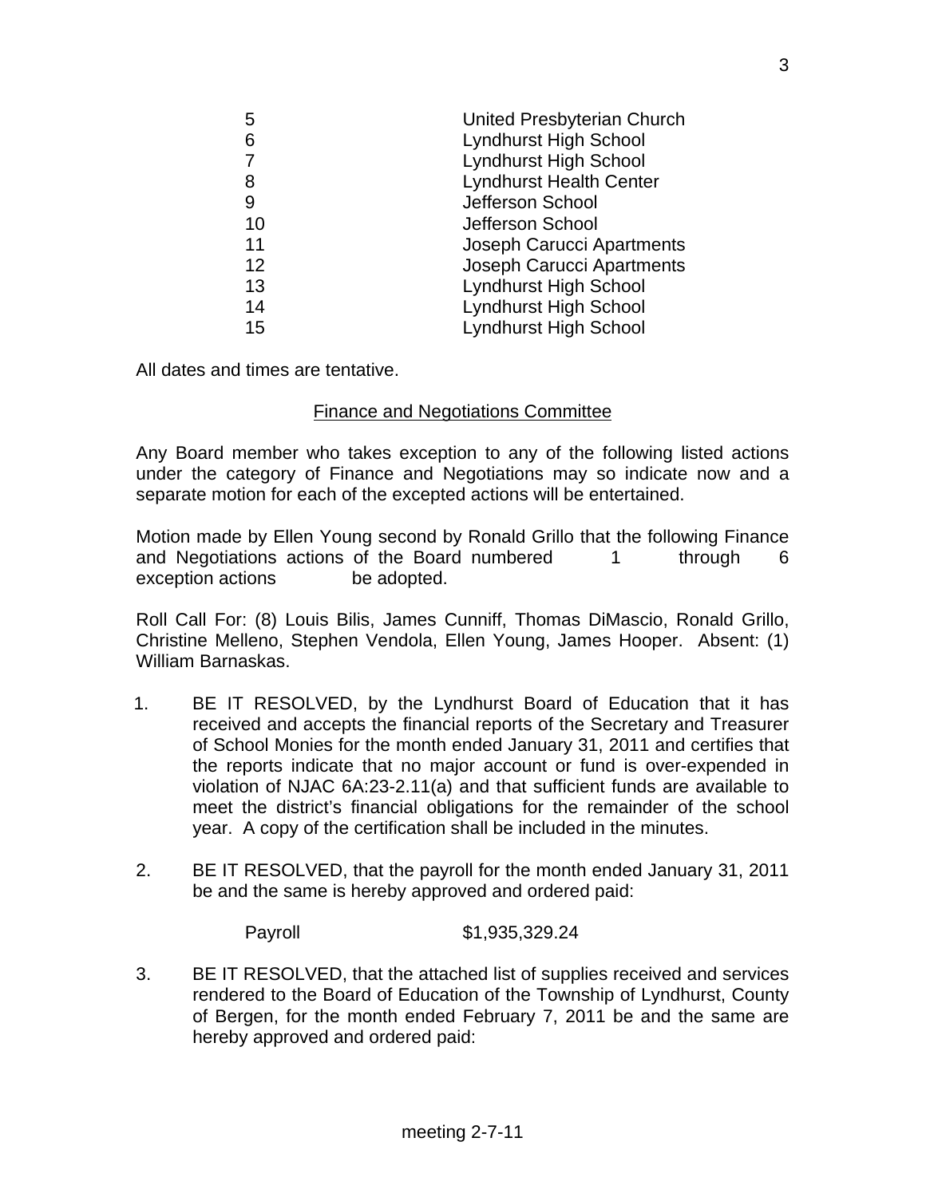| | |
|---|---|
| 5 | United Presbyterian Church |
| 6 | Lyndhurst High School |
| 7 | Lyndhurst High School |
| 8 | Lyndhurst Health Center |
| 9 | Jefferson School |
| 10 | Jefferson School |
| 11 | Joseph Carucci Apartments |
| 12 | Joseph Carucci Apartments |
| 13 | Lyndhurst High School |
| 14 | Lyndhurst High School |
| 15 | Lyndhurst High School |

All dates and times are tentative.

## Finance and Negotiations Committee

Any Board member who takes exception to any of the following listed actions under the category of Finance and Negotiations may so indicate now and a separate motion for each of the excepted actions will be entertained.

Motion made by Ellen Young second by Ronald Grillo that the following Finance and Negotiations actions of the Board numbered 1 through 6 exception actions be adopted.

Roll Call For: (8) Louis Bilis, James Cunniff, Thomas DiMascio, Ronald Grillo, Christine Melleno, Stephen Vendola, Ellen Young, James Hooper. Absent: (1) William Barnaskas.

1. BE IT RESOLVED, by the Lyndhurst Board of Education that it has received and accepts the financial reports of the Secretary and Treasurer of School Monies for the month ended January 31, 2011 and certifies that the reports indicate that no major account or fund is over-expended in violation of NJAC 6A:23-2.11(a) and that sufficient funds are available to meet the district's financial obligations for the remainder of the school year. A copy of the certification shall be included in the minutes.

2. BE IT RESOLVED, that the payroll for the month ended January 31, 2011 be and the same is hereby approved and ordered paid:

   Payroll $1,935,329.24

3. BE IT RESOLVED, that the attached list of supplies received and services rendered to the Board of Education of the Township of Lyndhurst, County of Bergen, for the month ended February 7, 2011 be and the same are hereby approved and ordered paid: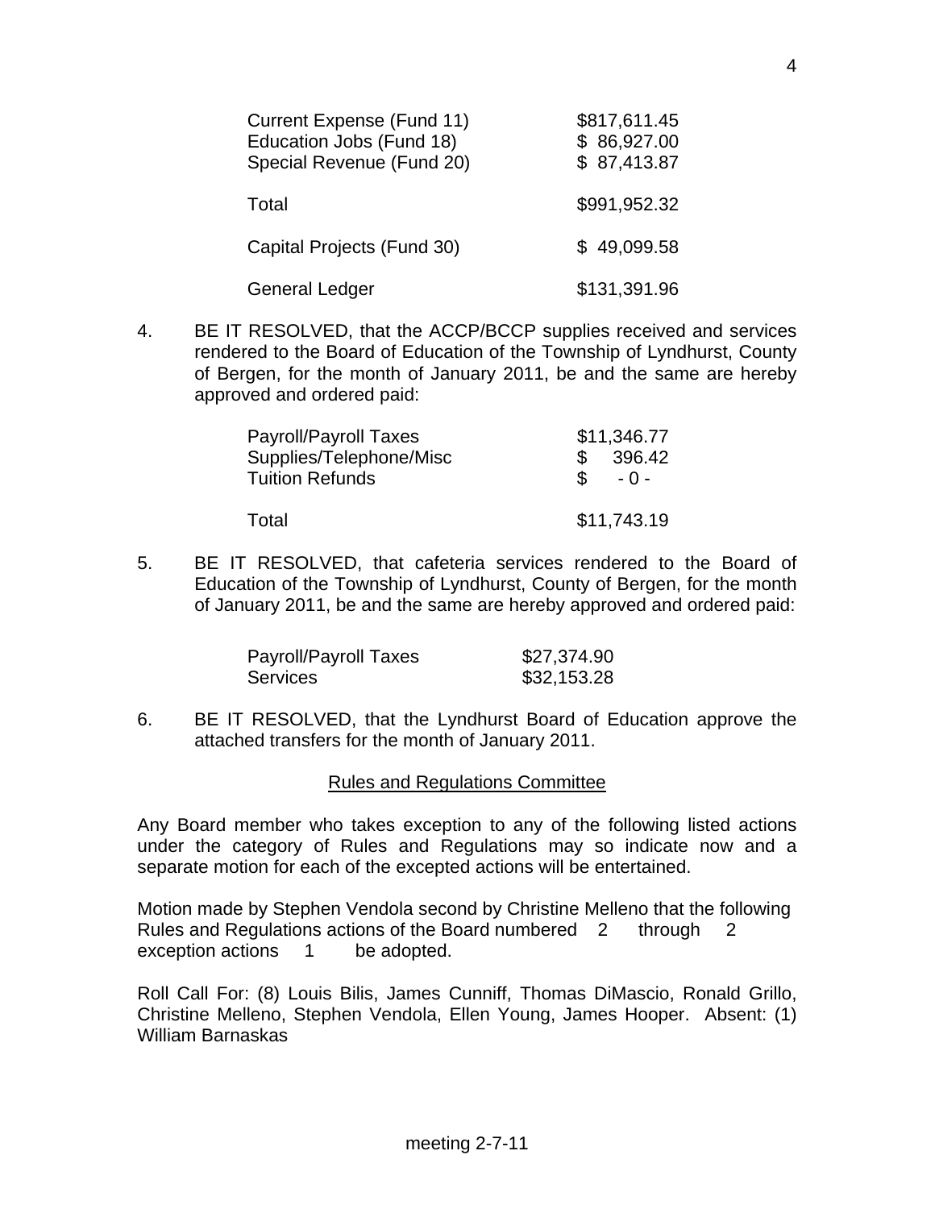| | |
|---|---|
| Current Expense (Fund 11) | $817,611.45 |
| Education Jobs (Fund 18) | $ 86,927.00 |
| Special Revenue (Fund 20) | $ 87,413.87 |
| Total | $991,952.32 |
| Capital Projects (Fund 30) | $ 49,099.58 |
| General Ledger | $131,391.96 |

4. BE IT RESOLVED, that the ACCP/BCCP supplies received and services rendered to the Board of Education of the Township of Lyndhurst, County of Bergen, for the month of January 2011, be and the same are hereby approved and ordered paid:

| | |
|---|---|
| Payroll/Payroll Taxes | $11,346.77 |
| Supplies/Telephone/Misc | $ 396.42 |
| Tuition Refunds | $ - 0 - |
| Total | $11,743.19 |

5. BE IT RESOLVED, that cafeteria services rendered to the Board of Education of the Township of Lyndhurst, County of Bergen, for the month of January 2011, be and the same are hereby approved and ordered paid:

| | |
|---|---|
| Payroll/Payroll Taxes | $27,374.90 |
| Services | $32,153.28 |

6. BE IT RESOLVED, that the Lyndhurst Board of Education approve the attached transfers for the month of January 2011.

## Rules and Regulations Committee

Any Board member who takes exception to any of the following listed actions under the category of Rules and Regulations may so indicate now and a separate motion for each of the excepted actions will be entertained.

Motion made by Stephen Vendola second by Christine Melleno that the following Rules and Regulations actions of the Board numbered 2 through 2 exception actions 1 be adopted.

Roll Call For: (8) Louis Bilis, James Cunniff, Thomas DiMascio, Ronald Grillo, Christine Melleno, Stephen Vendola, Ellen Young, James Hooper. Absent: (1) William Barnaskas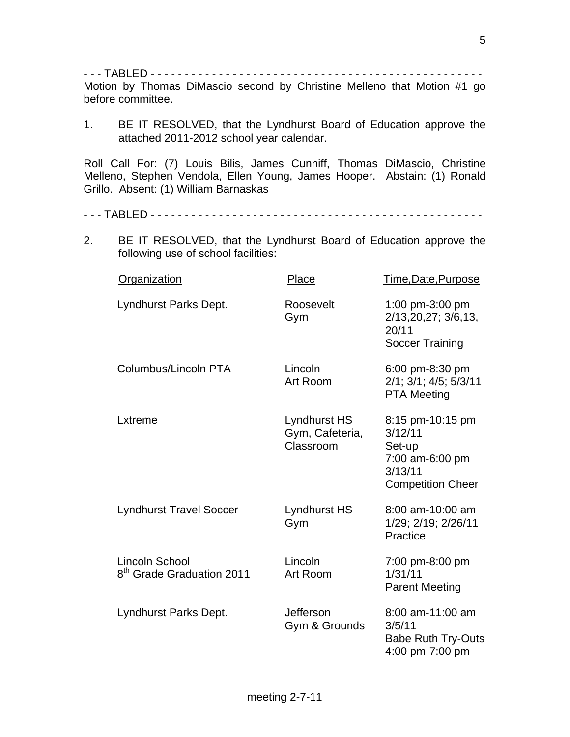- - - TABLED - - - - - - - - - - - - - - - - - - - - - - - - - - - - - - - - - - - - - - - - - - - - - - - - -
Motion by Thomas DiMascio second by Christine Melleno that Motion #1 go before committee.

1. BE IT RESOLVED, that the Lyndhurst Board of Education approve the attached 2011-2012 school year calendar.

Roll Call For: (7) Louis Bilis, James Cunniff, Thomas DiMascio, Christine Melleno, Stephen Vendola, Ellen Young, James Hooper. Abstain: (1) Ronald Grillo. Absent: (1) William Barnaskas

- - - TABLED - - - - - - - - - - - - - - - - - - - - - - - - - - - - - - - - - - - - - - - - - - - - - - - - -

2. BE IT RESOLVED, that the Lyndhurst Board of Education approve the following use of school facilities:

| Organization | Place | Time,Date,Purpose |
|---|---|---|
| Lyndhurst Parks Dept. | Roosevelt Gym | 1:00 pm-3:00 pm 2/13,20,27; 3/6,13, 20/11 Soccer Training |
| Columbus/Lincoln PTA | Lincoln Art Room | 6:00 pm-8:30 pm 2/1; 3/1; 4/5; 5/3/11 PTA Meeting |
| Lxtreme | Lyndhurst HS Gym, Cafeteria, Classroom | 8:15 pm-10:15 pm 3/12/11 Set-up 7:00 am-6:00 pm 3/13/11 Competition Cheer |
| Lyndhurst Travel Soccer | Lyndhurst HS Gym | 8:00 am-10:00 am 1/29; 2/19; 2/26/11 Practice |
| Lincoln School 8th Grade Graduation 2011 | Lincoln Art Room | 7:00 pm-8:00 pm 1/31/11 Parent Meeting |
| Lyndhurst Parks Dept. | Jefferson Gym & Grounds | 8:00 am-11:00 am 3/5/11 Babe Ruth Try-Outs 4:00 pm-7:00 pm |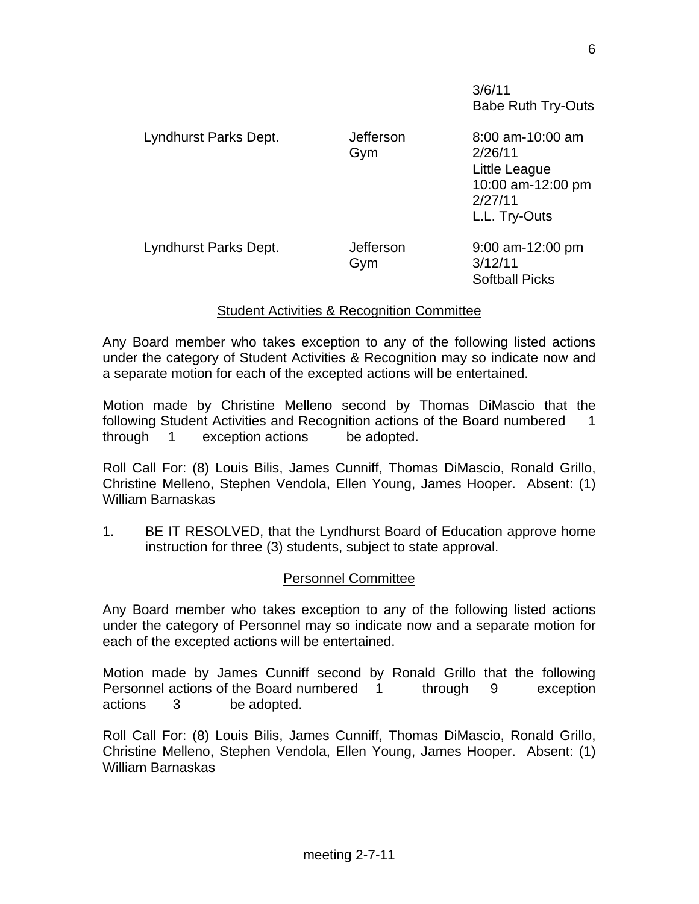| | | |
|---|---|---|
| | | 3/6/11<br>Babe Ruth Try-Outs |
| Lyndhurst Parks Dept. | Jefferson Gym | 8:00 am-10:00 am<br>2/26/11<br>Little League<br>10:00 am-12:00 pm<br>2/27/11<br>L.L. Try-Outs |
| Lyndhurst Parks Dept. | Jefferson Gym | 9:00 am-12:00 pm<br>3/12/11<br>Softball Picks |

## Student Activities & Recognition Committee

Any Board member who takes exception to any of the following listed actions under the category of Student Activities & Recognition may so indicate now and a separate motion for each of the excepted actions will be entertained.

Motion made by Christine Melleno second by Thomas DiMascio that the following Student Activities and Recognition actions of the Board numbered 1 through 1 exception actions be adopted.

Roll Call For: (8) Louis Bilis, James Cunniff, Thomas DiMascio, Ronald Grillo, Christine Melleno, Stephen Vendola, Ellen Young, James Hooper. Absent: (1) William Barnaskas

1. BE IT RESOLVED, that the Lyndhurst Board of Education approve home instruction for three (3) students, subject to state approval.

## Personnel Committee

Any Board member who takes exception to any of the following listed actions under the category of Personnel may so indicate now and a separate motion for each of the excepted actions will be entertained.

Motion made by James Cunniff second by Ronald Grillo that the following Personnel actions of the Board numbered 1 through 9 exception actions 3 be adopted.

Roll Call For: (8) Louis Bilis, James Cunniff, Thomas DiMascio, Ronald Grillo, Christine Melleno, Stephen Vendola, Ellen Young, James Hooper. Absent: (1) William Barnaskas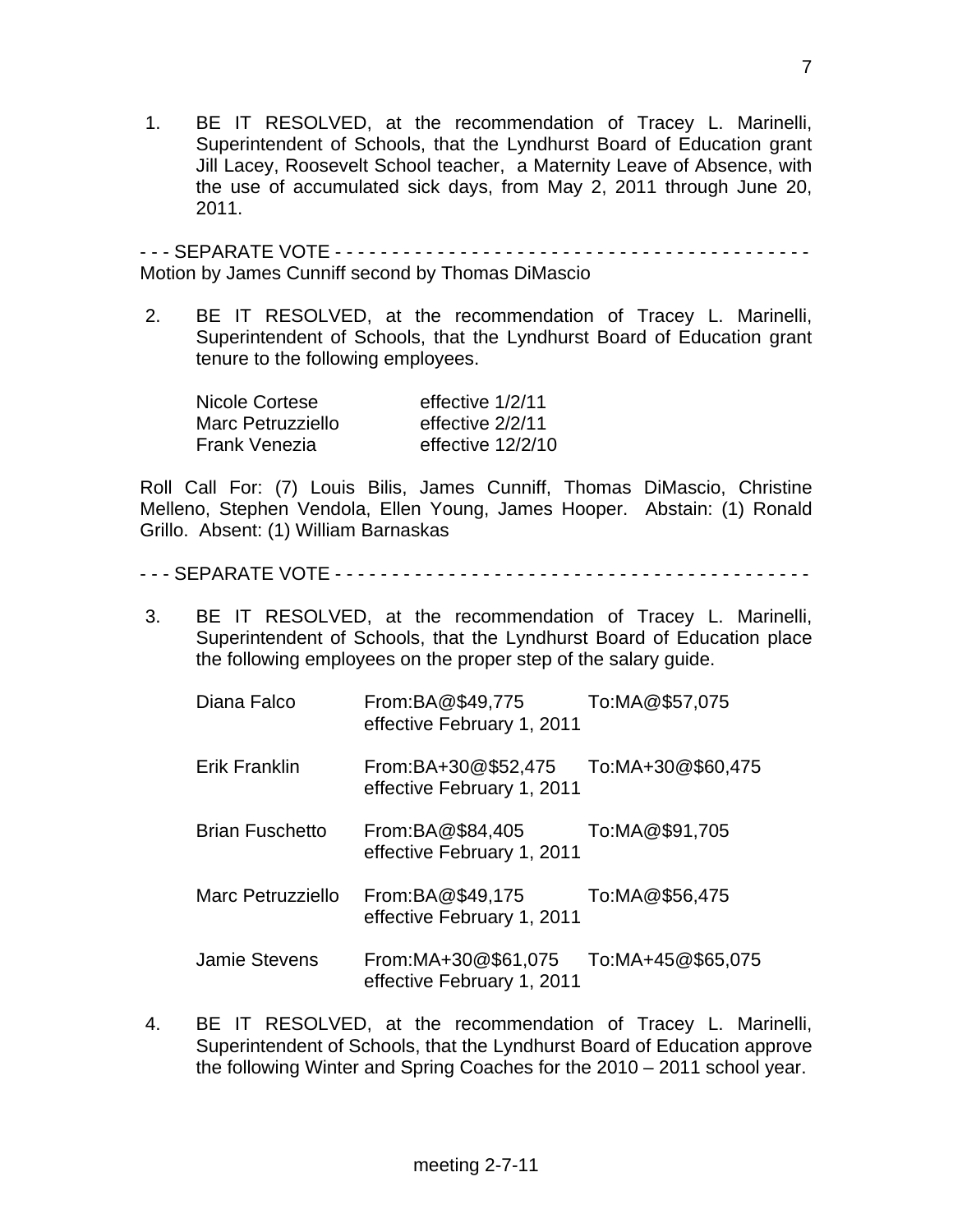1. BE IT RESOLVED, at the recommendation of Tracey L. Marinelli, Superintendent of Schools, that the Lyndhurst Board of Education grant Jill Lacey, Roosevelt School teacher, a Maternity Leave of Absence, with the use of accumulated sick days, from May 2, 2011 through June 20, 2011.

- - - SEPARATE VOTE - - - - - - - - - - - - - - - - - - - - - - - - - - - - - - - - - - - - - - - - - - -
Motion by James Cunniff second by Thomas DiMascio

2. BE IT RESOLVED, at the recommendation of Tracey L. Marinelli, Superintendent of Schools, that the Lyndhurst Board of Education grant tenure to the following employees.

| | |
|---|---|
| Nicole Cortese | effective 1/2/11 |
| Marc Petruzziello | effective 2/2/11 |
| Frank Venezia | effective 12/2/10 |

Roll Call For: (7) Louis Bilis, James Cunniff, Thomas DiMascio, Christine Melleno, Stephen Vendola, Ellen Young, James Hooper. Abstain: (1) Ronald Grillo. Absent: (1) William Barnaskas

- - - SEPARATE VOTE - - - - - - - - - - - - - - - - - - - - - - - - - - - - - - - - - - - - - - - - - - -

3. BE IT RESOLVED, at the recommendation of Tracey L. Marinelli, Superintendent of Schools, that the Lyndhurst Board of Education place the following employees on the proper step of the salary guide.

| | | |
|---|---|---|
| Diana Falco | From:BA@$49,775 effective February 1, 2011 | To:MA@$57,075 |
| Erik Franklin | From:BA+30@$52,475 effective February 1, 2011 | To:MA+30@$60,475 |
| Brian Fuschetto | From:BA@$84,405 effective February 1, 2011 | To:MA@$91,705 |
| Marc Petruzziello | From:BA@$49,175 effective February 1, 2011 | To:MA@$56,475 |
| Jamie Stevens | From:MA+30@$61,075 effective February 1, 2011 | To:MA+45@$65,075 |

4. BE IT RESOLVED, at the recommendation of Tracey L. Marinelli, Superintendent of Schools, that the Lyndhurst Board of Education approve the following Winter and Spring Coaches for the 2010 – 2011 school year.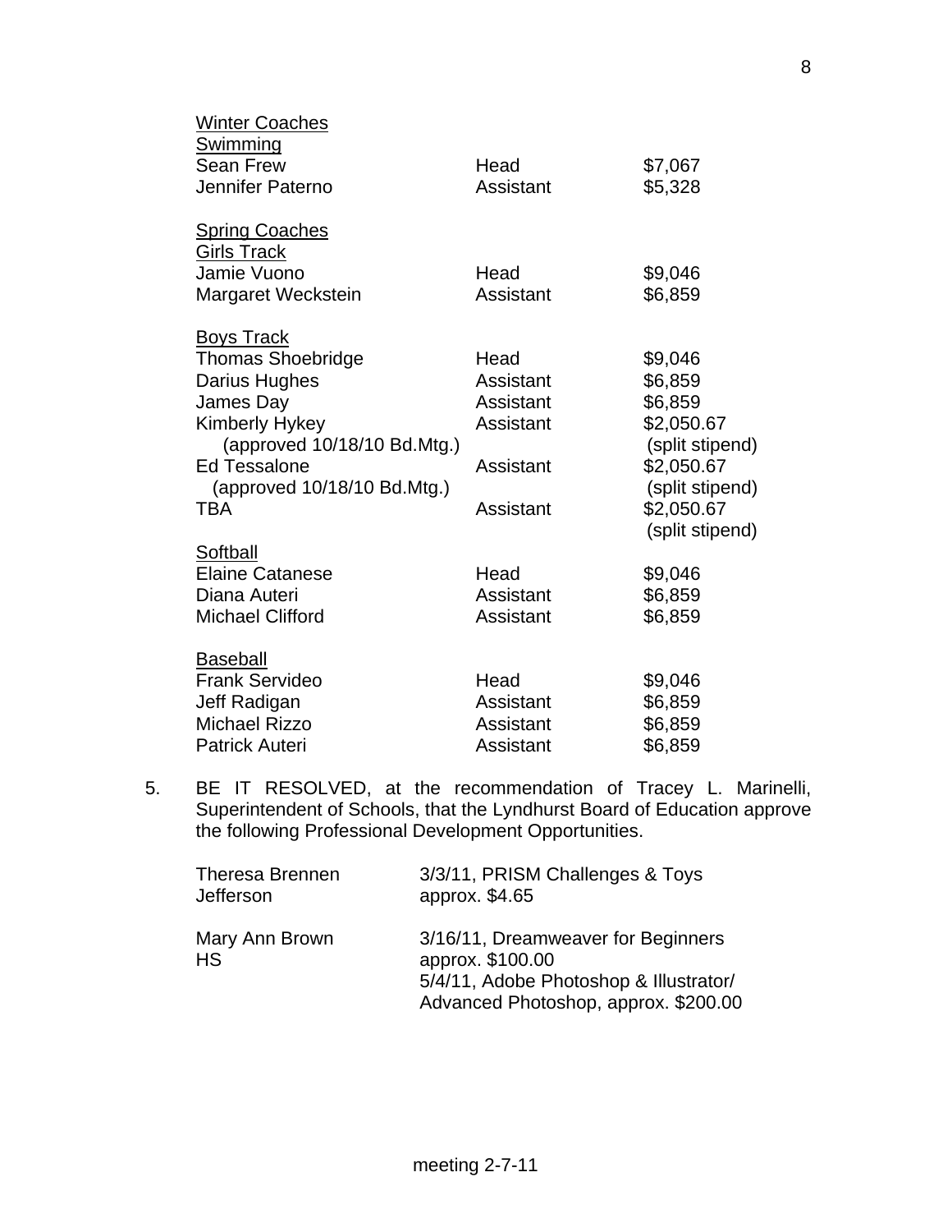<u>Winter Coaches</u>

<u>Swimming</u>

| | | |
|---|---|---|
| Sean Frew | Head | $7,067 |
| Jennifer Paterno | Assistant | $5,328 |

<u>Spring Coaches</u>

<u>Girls Track</u>

| | | |
|---|---|---|
| Jamie Vuono | Head | $9,046 |
| Margaret Weckstein | Assistant | $6,859 |

<u>Boys Track</u>

| | | |
|---|---|---|
| Thomas Shoebridge | Head | $9,046 |
| Darius Hughes | Assistant | $6,859 |
| James Day | Assistant | $6,859 |
| Kimberly Hykey (approved 10/18/10 Bd.Mtg.) | Assistant | $2,050.67 (split stipend) |
| Ed Tessalone (approved 10/18/10 Bd.Mtg.) | Assistant | $2,050.67 (split stipend) |
| TBA | Assistant | $2,050.67 (split stipend) |

<u>Softball</u>

| | | |
|---|---|---|
| Elaine Catanese | Head | $9,046 |
| Diana Auteri | Assistant | $6,859 |
| Michael Clifford | Assistant | $6,859 |

<u>Baseball</u>

| | | |
|---|---|---|
| Frank Servideo | Head | $9,046 |
| Jeff Radigan | Assistant | $6,859 |
| Michael Rizzo | Assistant | $6,859 |
| Patrick Auteri | Assistant | $6,859 |

5. BE IT RESOLVED, at the recommendation of Tracey L. Marinelli, Superintendent of Schools, that the Lyndhurst Board of Education approve the following Professional Development Opportunities.

| | |
|---|---|
| Theresa Brennen<br>Jefferson | 3/3/11, PRISM Challenges & Toys<br>approx. $4.65 |
| Mary Ann Brown<br>HS | 3/16/11, Dreamweaver for Beginners<br>approx. $100.00<br>5/4/11, Adobe Photoshop & Illustrator/<br>Advanced Photoshop, approx. $200.00 |

meeting 2-7-11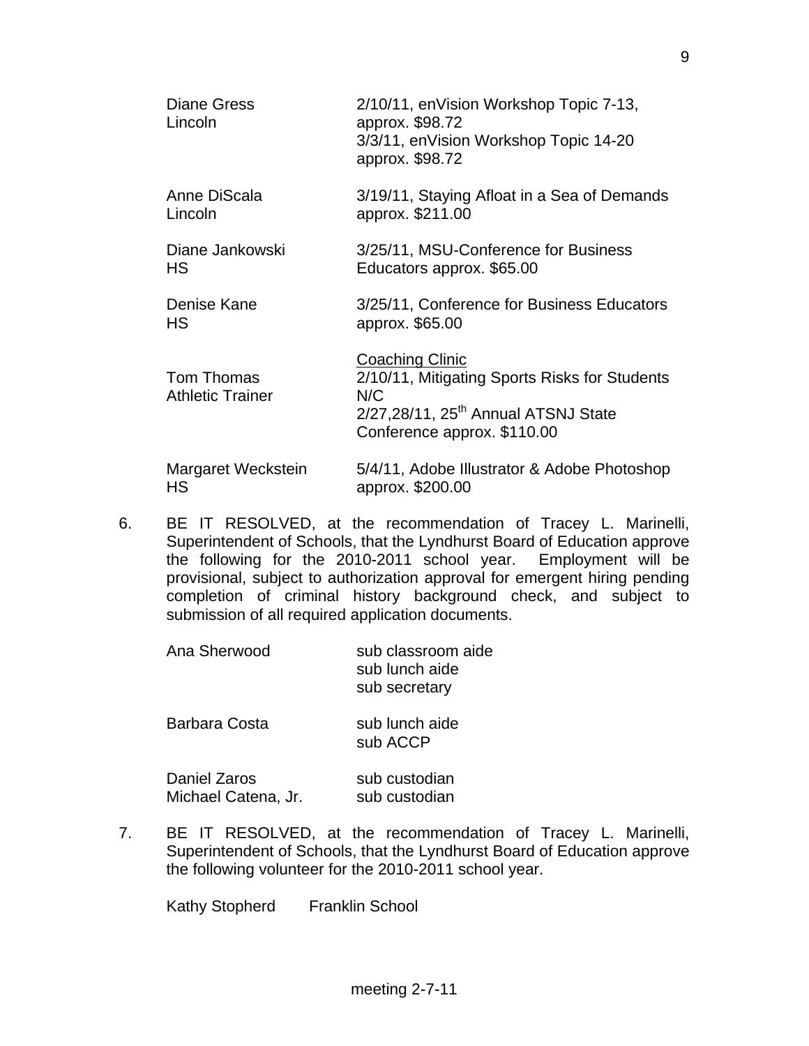| | |
|---|---|
| Diane Gress<br>Lincoln | 2/10/11, enVision Workshop Topic 7-13, approx. $98.72<br>3/3/11, enVision Workshop Topic 14-20 approx. $98.72 |
| Anne DiScala<br>Lincoln | 3/19/11, Staying Afloat in a Sea of Demands approx. $211.00 |
| Diane Jankowski<br>HS | 3/25/11, MSU-Conference for Business Educators approx. $65.00 |
| Denise Kane<br>HS | 3/25/11, Conference for Business Educators approx. $65.00 |
| Tom Thomas<br>Athletic Trainer | Coaching Clinic<br>2/10/11, Mitigating Sports Risks for Students N/C<br>2/27,28/11, 25th Annual ATSNJ State Conference approx. $110.00 |
| Margaret Weckstein<br>HS | 5/4/11, Adobe Illustrator & Adobe Photoshop approx. $200.00 |

6. BE IT RESOLVED, at the recommendation of Tracey L. Marinelli, Superintendent of Schools, that the Lyndhurst Board of Education approve the following for the 2010-2011 school year. Employment will be provisional, subject to authorization approval for emergent hiring pending completion of criminal history background check, and subject to submission of all required application documents.

| | |
|---|---|
| Ana Sherwood | sub classroom aide<br>sub lunch aide<br>sub secretary |
| Barbara Costa | sub lunch aide<br>sub ACCP |
| Daniel Zaros | sub custodian |
| Michael Catena, Jr. | sub custodian |

7. BE IT RESOLVED, at the recommendation of Tracey L. Marinelli, Superintendent of Schools, that the Lyndhurst Board of Education approve the following volunteer for the 2010-2011 school year.

Kathy Stopherd Franklin School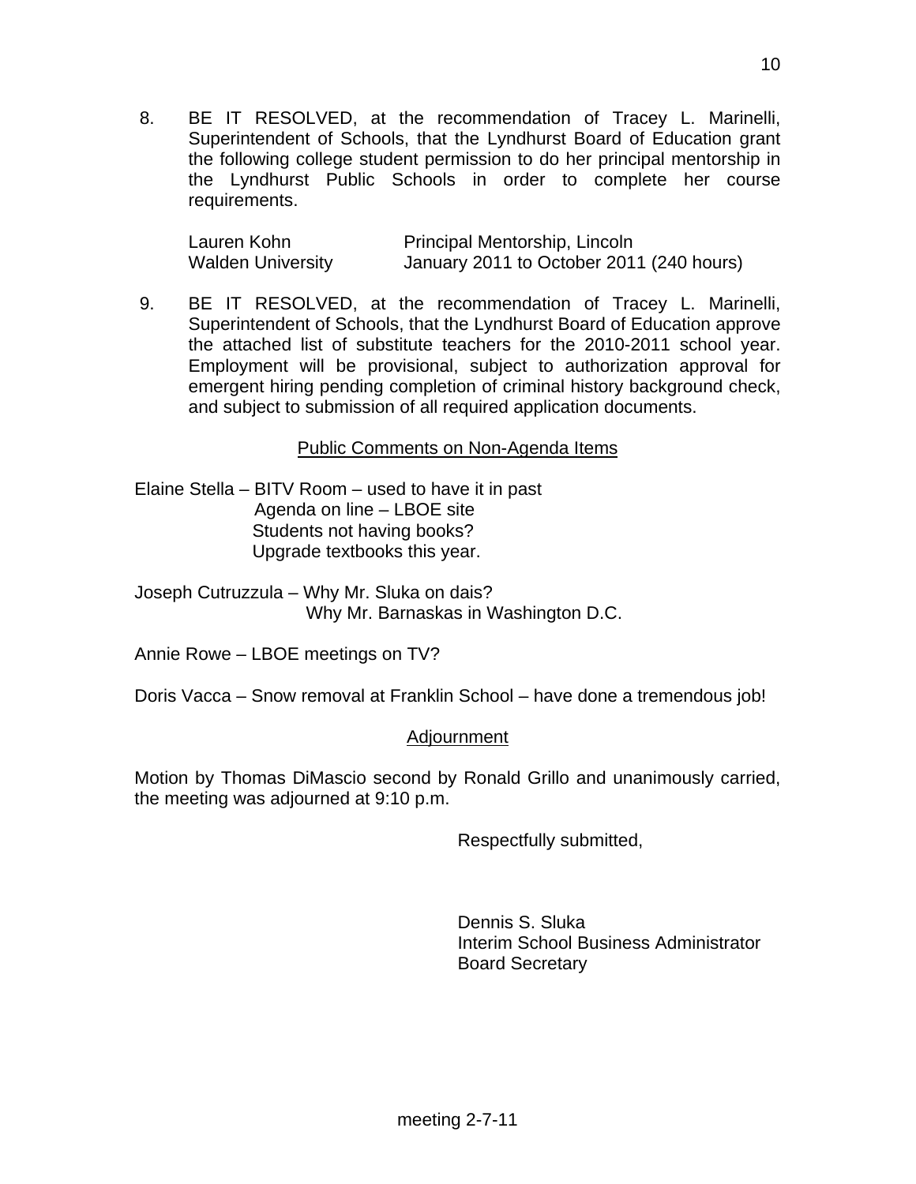8. BE IT RESOLVED, at the recommendation of Tracey L. Marinelli, Superintendent of Schools, that the Lyndhurst Board of Education grant the following college student permission to do her principal mentorship in the Lyndhurst Public Schools in order to complete her course requirements.

| | |
|---|---|
| Lauren Kohn | Principal Mentorship, Lincoln |
| Walden University | January 2011 to October 2011 (240 hours) |

9. BE IT RESOLVED, at the recommendation of Tracey L. Marinelli, Superintendent of Schools, that the Lyndhurst Board of Education approve the attached list of substitute teachers for the 2010-2011 school year. Employment will be provisional, subject to authorization approval for emergent hiring pending completion of criminal history background check, and subject to submission of all required application documents.

Public Comments on Non-Agenda Items

Elaine Stella – BITV Room – used to have it in past
Agenda on line – LBOE site
Students not having books?
Upgrade textbooks this year.

Joseph Cutruzzula – Why Mr. Sluka on dais?
Why Mr. Barnaskas in Washington D.C.

Annie Rowe – LBOE meetings on TV?

Doris Vacca – Snow removal at Franklin School – have done a tremendous job!

Adjournment

Motion by Thomas DiMascio second by Ronald Grillo and unanimously carried, the meeting was adjourned at 9:10 p.m.

Respectfully submitted,

Dennis S. Sluka
Interim School Business Administrator
Board Secretary

meeting 2-7-11